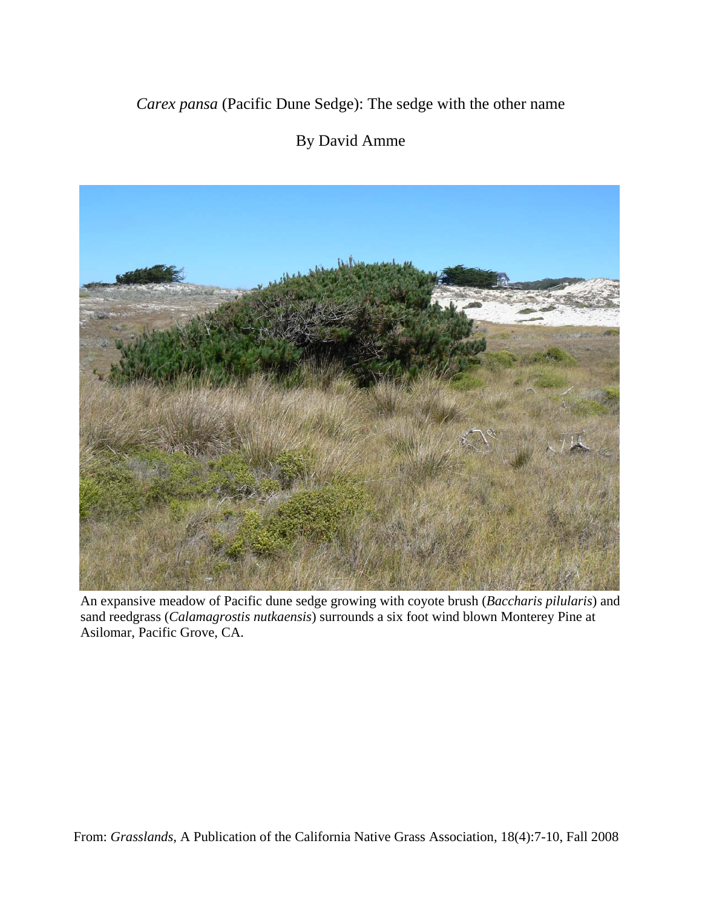# *Carex pansa* (Pacific Dune Sedge): The sedge with the other name

By David Amme

An expansive meadow of Pacific dune sedge growing with coyote brush (*Baccharis pilularis*) and sand reedgrass (*Calamagrostis nutkaensis*) surrounds a six foot wind blown Monterey Pine at Asilomar, Pacific Grove, CA.

From: *Grasslands*, A Publication of the California Native Grass Association, 18(4):7-10, Fall 2008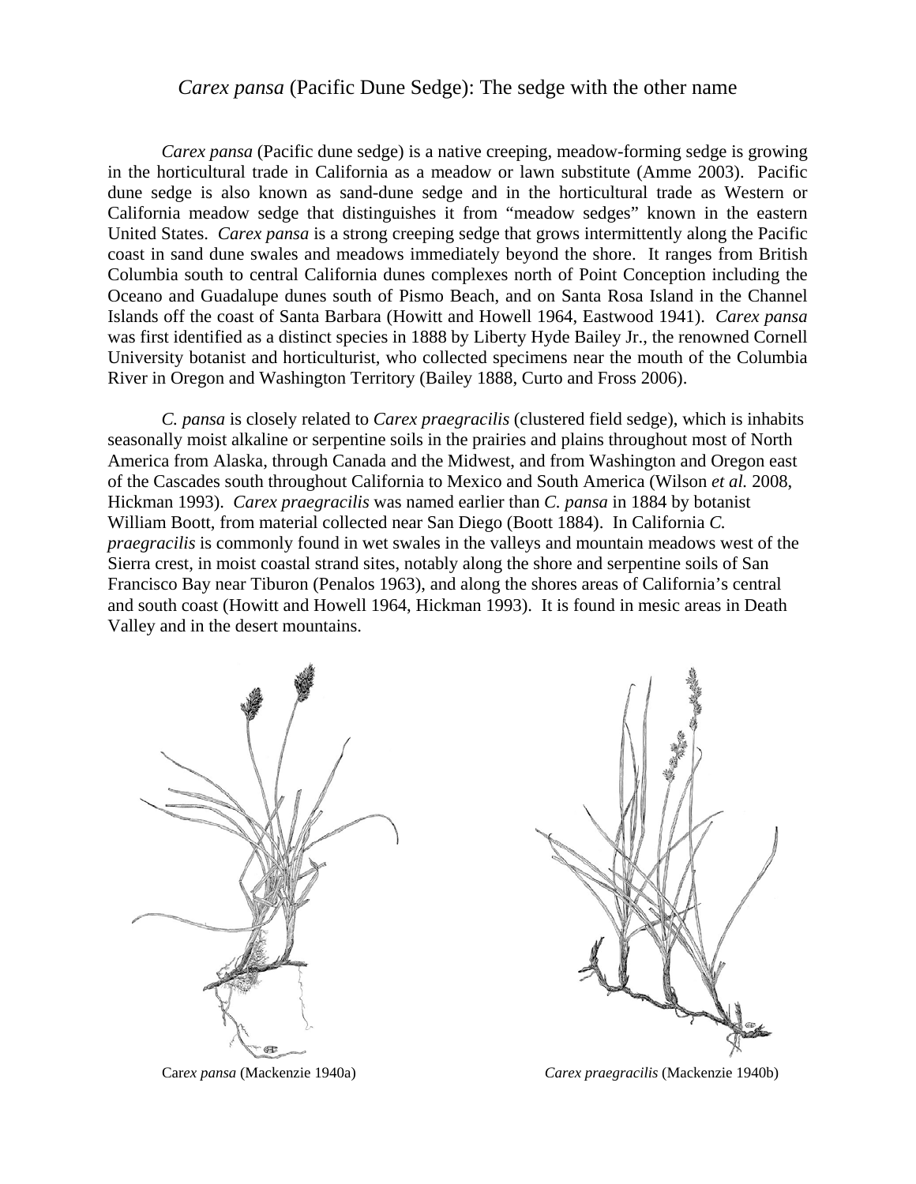# *Carex pansa* (Pacific Dune Sedge): The sedge with the other name

*Carex pansa* (Pacific dune sedge) is a native creeping, meadow-forming sedge is growing in the horticultural trade in California as a meadow or lawn substitute (Amme 2003). Pacific dune sedge is also known as sand-dune sedge and in the horticultural trade as Western or California meadow sedge that distinguishes it from "meadow sedges" known in the eastern United States. *Carex pansa* is a strong creeping sedge that grows intermittently along the Pacific coast in sand dune swales and meadows immediately beyond the shore. It ranges from British Columbia south to central California dunes complexes north of Point Conception including the Oceano and Guadalupe dunes south of Pismo Beach, and on Santa Rosa Island in the Channel Islands off the coast of Santa Barbara (Howitt and Howell 1964, Eastwood 1941). *Carex pansa* was first identified as a distinct species in 1888 by Liberty Hyde Bailey Jr., the renowned Cornell University botanist and horticulturist, who collected specimens near the mouth of the Columbia River in Oregon and Washington Territory (Bailey 1888, Curto and Fross 2006).

*C. pansa* is closely related to *Carex praegracilis* (clustered field sedge), which is inhabits seasonally moist alkaline or serpentine soils in the prairies and plains throughout most of North America from Alaska, through Canada and the Midwest, and from Washington and Oregon east of the Cascades south throughout California to Mexico and South America (Wilson *et al.* 2008, Hickman 1993). *Carex praegracilis* was named earlier than *C. pansa* in 1884 by botanist William Boott, from material collected near San Diego (Boott 1884). In California *C. praegracilis* is commonly found in wet swales in the valleys and mountain meadows west of the Sierra crest, in moist coastal strand sites, notably along the shore and serpentine soils of San Francisco Bay near Tiburon (Penalos 1963), and along the shores areas of California's central and south coast (Howitt and Howell 1964, Hickman 1993). It is found in mesic areas in Death Valley and in the desert mountains.

*Carex pansa* (Mackenzie 1940a)

*Carex praegracilis* (Mackenzie 1940b)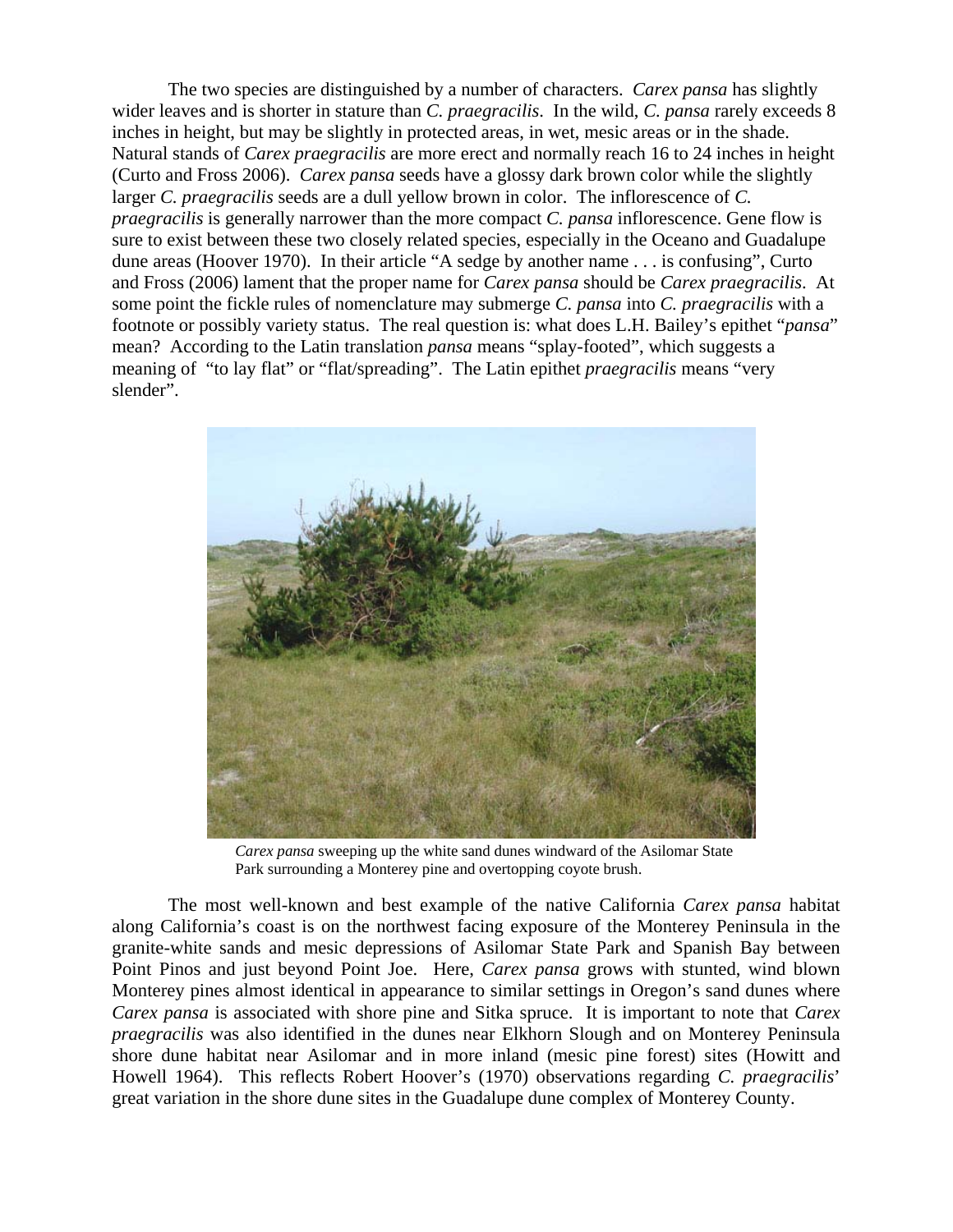The two species are distinguished by a number of characters. *Carex pansa* has slightly wider leaves and is shorter in stature than *C. praegracilis*. In the wild, *C. pansa* rarely exceeds 8 inches in height, but may be slightly in protected areas, in wet, mesic areas or in the shade. Natural stands of *Carex praegracilis* are more erect and normally reach 16 to 24 inches in height (Curto and Fross 2006). *Carex pansa* seeds have a glossy dark brown color while the slightly larger *C. praegracilis* seeds are a dull yellow brown in color. The inflorescence of *C. praegracilis* is generally narrower than the more compact *C. pansa* inflorescence. Gene flow is sure to exist between these two closely related species, especially in the Oceano and Guadalupe dune areas (Hoover 1970). In their article "A sedge by another name . . . is confusing", Curto and Fross (2006) lament that the proper name for *Carex pansa* should be *Carex praegracilis*. At some point the fickle rules of nomenclature may submerge *C. pansa* into *C. praegracilis* with a footnote or possibly variety status. The real question is: what does L.H. Bailey's epithet "*pansa*" mean? According to the Latin translation *pansa* means "splay-footed", which suggests a meaning of "to lay flat" or "flat/spreading". The Latin epithet *praegracilis* means "very slender".

*Carex pansa* sweeping up the white sand dunes windward of the Asilomar State Park surrounding a Monterey pine and overtopping coyote brush.

The most well-known and best example of the native California *Carex pansa* habitat along California's coast is on the northwest facing exposure of the Monterey Peninsula in the granite-white sands and mesic depressions of Asilomar State Park and Spanish Bay between Point Pinos and just beyond Point Joe. Here, *Carex pansa* grows with stunted, wind blown Monterey pines almost identical in appearance to similar settings in Oregon's sand dunes where *Carex pansa* is associated with shore pine and Sitka spruce. It is important to note that *Carex praegracilis* was also identified in the dunes near Elkhorn Slough and on Monterey Peninsula shore dune habitat near Asilomar and in more inland (mesic pine forest) sites (Howitt and Howell 1964). This reflects Robert Hoover's (1970) observations regarding *C. praegracilis*' great variation in the shore dune sites in the Guadalupe dune complex of Monterey County.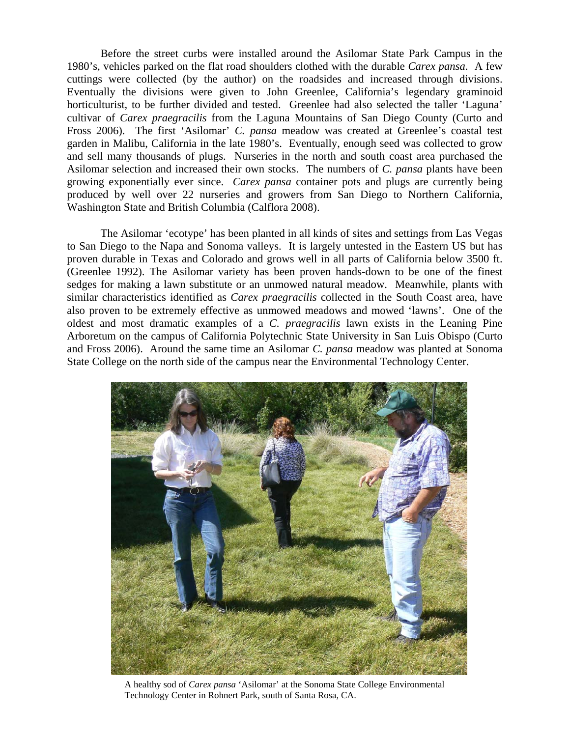Before the street curbs were installed around the Asilomar State Park Campus in the 1980's, vehicles parked on the flat road shoulders clothed with the durable *Carex pansa*. A few cuttings were collected (by the author) on the roadsides and increased through divisions. Eventually the divisions were given to John Greenlee, California's legendary graminoid horticulturist, to be further divided and tested. Greenlee had also selected the taller 'Laguna' cultivar of *Carex praegracilis* from the Laguna Mountains of San Diego County (Curto and Fross 2006). The first 'Asilomar' *C. pansa* meadow was created at Greenlee's coastal test garden in Malibu, California in the late 1980's. Eventually, enough seed was collected to grow and sell many thousands of plugs. Nurseries in the north and south coast area purchased the Asilomar selection and increased their own stocks. The numbers of *C. pansa* plants have been growing exponentially ever since. *Carex pansa* container pots and plugs are currently being produced by well over 22 nurseries and growers from San Diego to Northern California, Washington State and British Columbia (Calflora 2008).

The Asilomar 'ecotype' has been planted in all kinds of sites and settings from Las Vegas to San Diego to the Napa and Sonoma valleys. It is largely untested in the Eastern US but has proven durable in Texas and Colorado and grows well in all parts of California below 3500 ft. (Greenlee 1992). The Asilomar variety has been proven hands-down to be one of the finest sedges for making a lawn substitute or an unmowed natural meadow. Meanwhile, plants with similar characteristics identified as *Carex praegracilis* collected in the South Coast area, have also proven to be extremely effective as unmowed meadows and mowed 'lawns'. One of the oldest and most dramatic examples of a *C. praegracilis* lawn exists in the Leaning Pine Arboretum on the campus of California Polytechnic State University in San Luis Obispo (Curto and Fross 2006). Around the same time an Asilomar *C. pansa* meadow was planted at Sonoma State College on the north side of the campus near the Environmental Technology Center.

A healthy sod of *Carex pansa* 'Asilomar' at the Sonoma State College Environmental Technology Center in Rohnert Park, south of Santa Rosa, CA.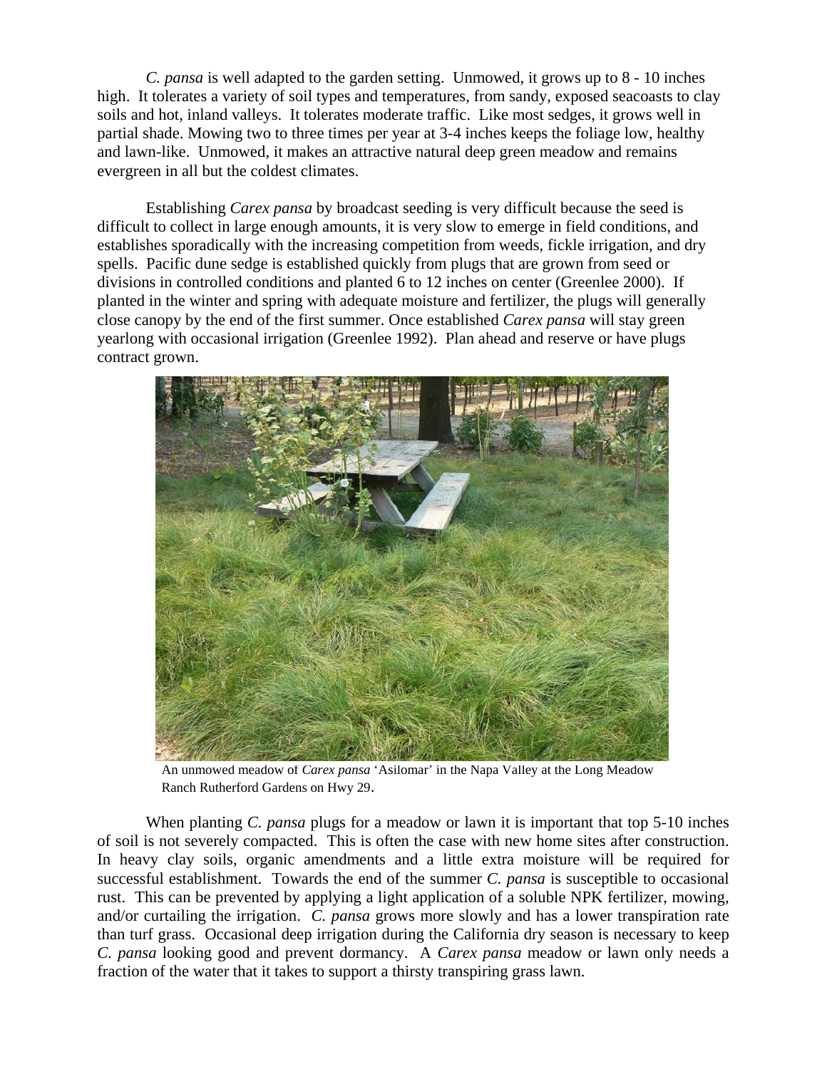*C. pansa* is well adapted to the garden setting. Unmowed, it grows up to 8 - 10 inches high. It tolerates a variety of soil types and temperatures, from sandy, exposed seacoasts to clay soils and hot, inland valleys. It tolerates moderate traffic. Like most sedges, it grows well in partial shade. Mowing two to three times per year at 3-4 inches keeps the foliage low, healthy and lawn-like. Unmowed, it makes an attractive natural deep green meadow and remains evergreen in all but the coldest climates.

Establishing *Carex pansa* by broadcast seeding is very difficult because the seed is difficult to collect in large enough amounts, it is very slow to emerge in field conditions, and establishes sporadically with the increasing competition from weeds, fickle irrigation, and dry spells. Pacific dune sedge is established quickly from plugs that are grown from seed or divisions in controlled conditions and planted 6 to 12 inches on center (Greenlee 2000). If planted in the winter and spring with adequate moisture and fertilizer, the plugs will generally close canopy by the end of the first summer. Once established *Carex pansa* will stay green yearlong with occasional irrigation (Greenlee 1992). Plan ahead and reserve or have plugs contract grown.

An unmowed meadow of *Carex pansa* 'Asilomar' in the Napa Valley at the Long Meadow Ranch Rutherford Gardens on Hwy 29.

When planting *C. pansa* plugs for a meadow or lawn it is important that top 5-10 inches of soil is not severely compacted. This is often the case with new home sites after construction. In heavy clay soils, organic amendments and a little extra moisture will be required for successful establishment. Towards the end of the summer *C. pansa* is susceptible to occasional rust. This can be prevented by applying a light application of a soluble NPK fertilizer, mowing, and/or curtailing the irrigation. *C. pansa* grows more slowly and has a lower transpiration rate than turf grass. Occasional deep irrigation during the California dry season is necessary to keep *C. pansa* looking good and prevent dormancy. A *Carex pansa* meadow or lawn only needs a fraction of the water that it takes to support a thirsty transpiring grass lawn.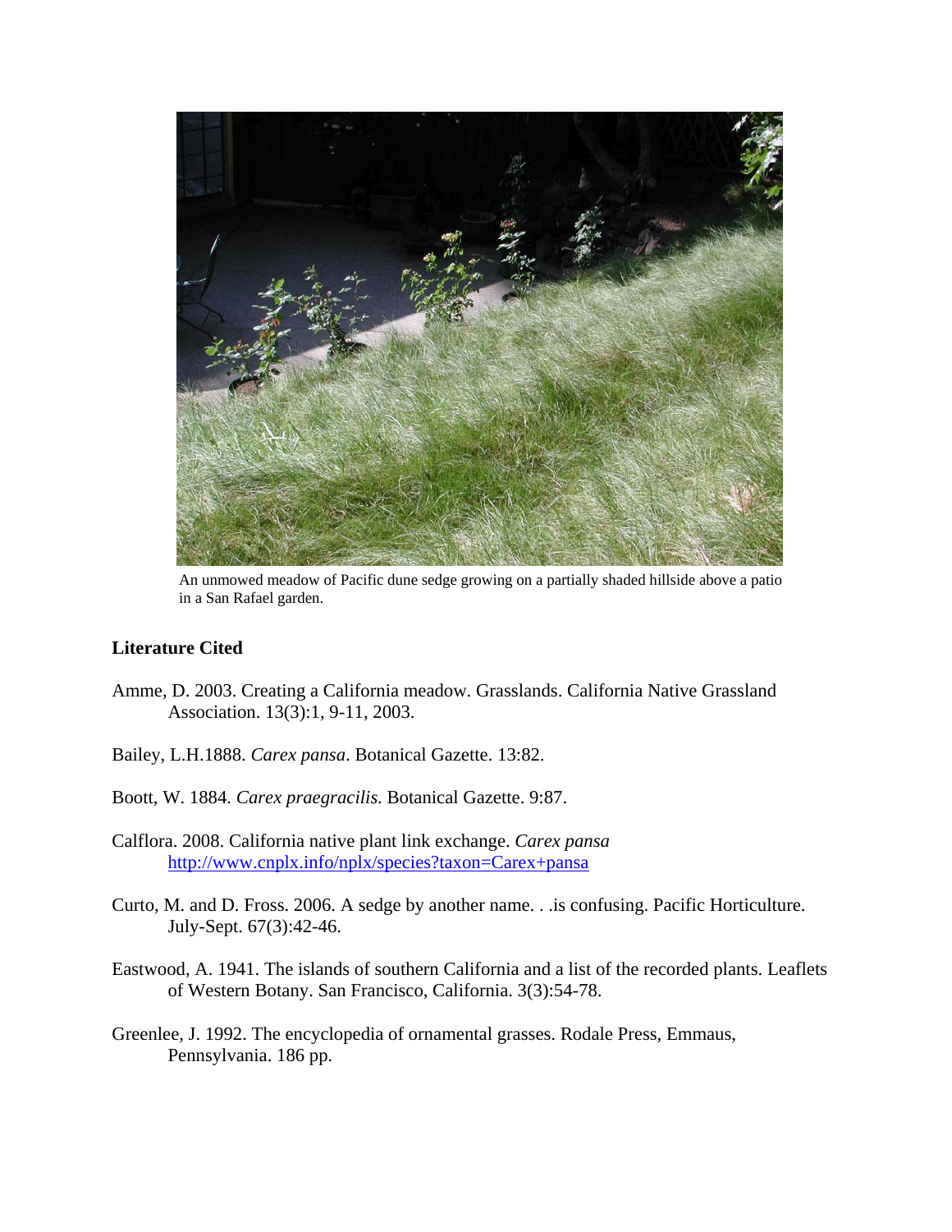An unmowed meadow of Pacific dune sedge growing on a partially shaded hillside above a patio in a San Rafael garden.

## Literature Cited

Amme, D. 2003. Creating a California meadow. Grasslands. California Native Grassland Association. 13(3):1, 9-11, 2003.

Bailey, L.H.1888. *Carex pansa*. Botanical Gazette. 13:82.

Boott, W. 1884. *Carex praegracilis*. Botanical Gazette. 9:87.

Calflora. 2008. California native plant link exchange. *Carex pansa* http://www.cnplx.info/nplx/species?taxon=Carex+pansa

Curto, M. and D. Fross. 2006. A sedge by another name. . .is confusing. Pacific Horticulture. July-Sept. 67(3):42-46.

Eastwood, A. 1941. The islands of southern California and a list of the recorded plants. Leaflets of Western Botany. San Francisco, California. 3(3):54-78.

Greenlee, J. 1992. The encyclopedia of ornamental grasses. Rodale Press, Emmaus, Pennsylvania. 186 pp.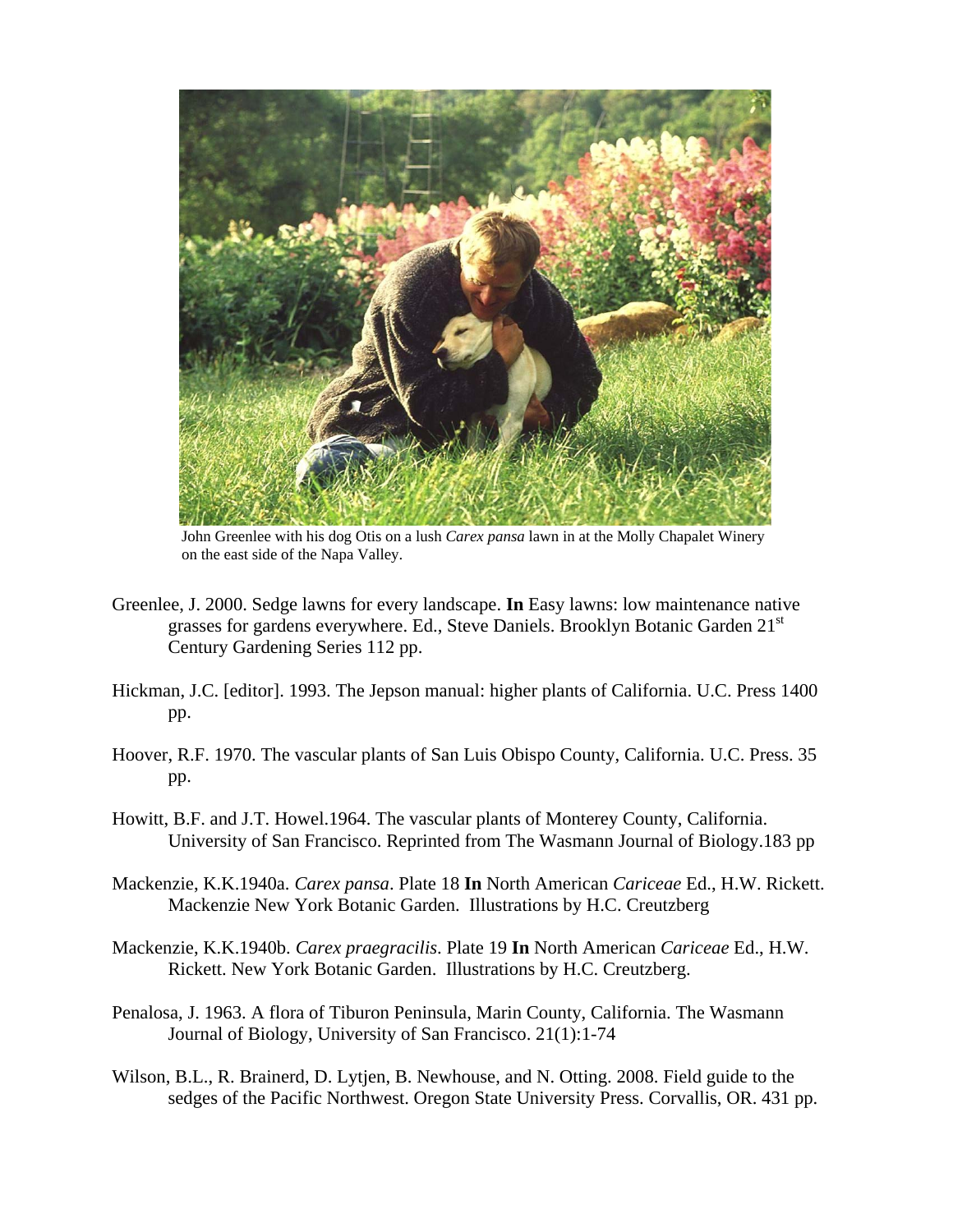John Greenlee with his dog Otis on a lush *Carex pansa* lawn in at the Molly Chapalet Winery on the east side of the Napa Valley.

Greenlee, J. 2000. Sedge lawns for every landscape. **In** Easy lawns: low maintenance native grasses for gardens everywhere. Ed., Steve Daniels. Brooklyn Botanic Garden 21st Century Gardening Series 112 pp.

Hickman, J.C. [editor]. 1993. The Jepson manual: higher plants of California. U.C. Press 1400 pp.

Hoover, R.F. 1970. The vascular plants of San Luis Obispo County, California. U.C. Press. 35 pp.

Howitt, B.F. and J.T. Howel.1964. The vascular plants of Monterey County, California. University of San Francisco. Reprinted from The Wasmann Journal of Biology.183 pp

Mackenzie, K.K.1940a. *Carex pansa*. Plate 18 **In** North American *Cariceae* Ed., H.W. Rickett. Mackenzie New York Botanic Garden. Illustrations by H.C. Creutzberg

Mackenzie, K.K.1940b. *Carex praegracilis*. Plate 19 **In** North American *Cariceae* Ed., H.W. Rickett. New York Botanic Garden. Illustrations by H.C. Creutzberg.

Penalosa, J. 1963. A flora of Tiburon Peninsula, Marin County, California. The Wasmann Journal of Biology, University of San Francisco. 21(1):1-74

Wilson, B.L., R. Brainerd, D. Lytjen, B. Newhouse, and N. Otting. 2008. Field guide to the sedges of the Pacific Northwest. Oregon State University Press. Corvallis, OR. 431 pp.